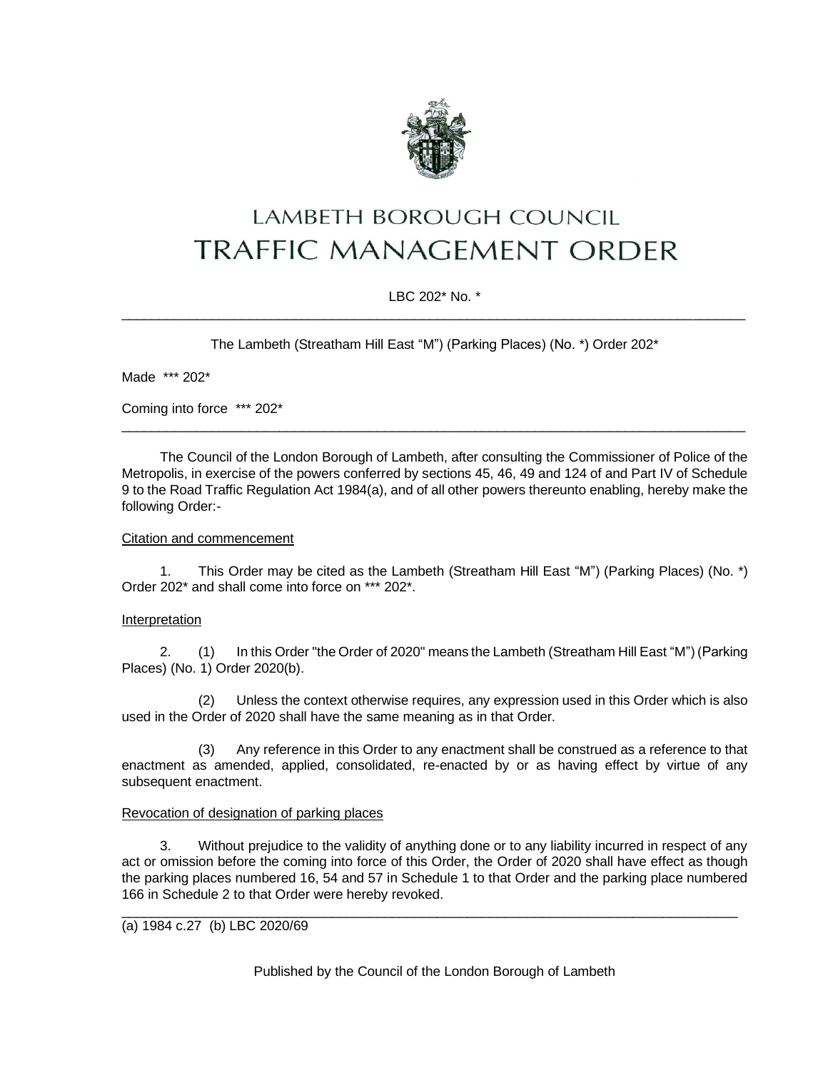# LAMBETH BOROUGH COUNCIL

# TRAFFIC MANAGEMENT ORDER

LBC 202* No. *

---

The Lambeth (Streatham Hill East "M") (Parking Places) (No. *) Order 202*

Made *** 202*

Coming into force *** 202*

---

The Council of the London Borough of Lambeth, after consulting the Commissioner of Police of the Metropolis, in exercise of the powers conferred by sections 45, 46, 49 and 124 of and Part IV of Schedule 9 to the Road Traffic Regulation Act 1984(a), and of all other powers thereunto enabling, hereby make the following Order:-

<u>Citation and commencement</u>

1. This Order may be cited as the Lambeth (Streatham Hill East "M") (Parking Places) (No. *) Order 202* and shall come into force on *** 202*.

<u>Interpretation</u>

2. (1) In this Order "the Order of 2020" means the Lambeth (Streatham Hill East "M") (Parking Places) (No. 1) Order 2020(b).

(2) Unless the context otherwise requires, any expression used in this Order which is also used in the Order of 2020 shall have the same meaning as in that Order.

(3) Any reference in this Order to any enactment shall be construed as a reference to that enactment as amended, applied, consolidated, re-enacted by or as having effect by virtue of any subsequent enactment.

<u>Revocation of designation of parking places</u>

3. Without prejudice to the validity of anything done or to any liability incurred in respect of any act or omission before the coming into force of this Order, the Order of 2020 shall have effect as though the parking places numbered 16, 54 and 57 in Schedule 1 to that Order and the parking place numbered 166 in Schedule 2 to that Order were hereby revoked.

---

(a) 1984 c.27 (b) LBC 2020/69

Published by the Council of the London Borough of Lambeth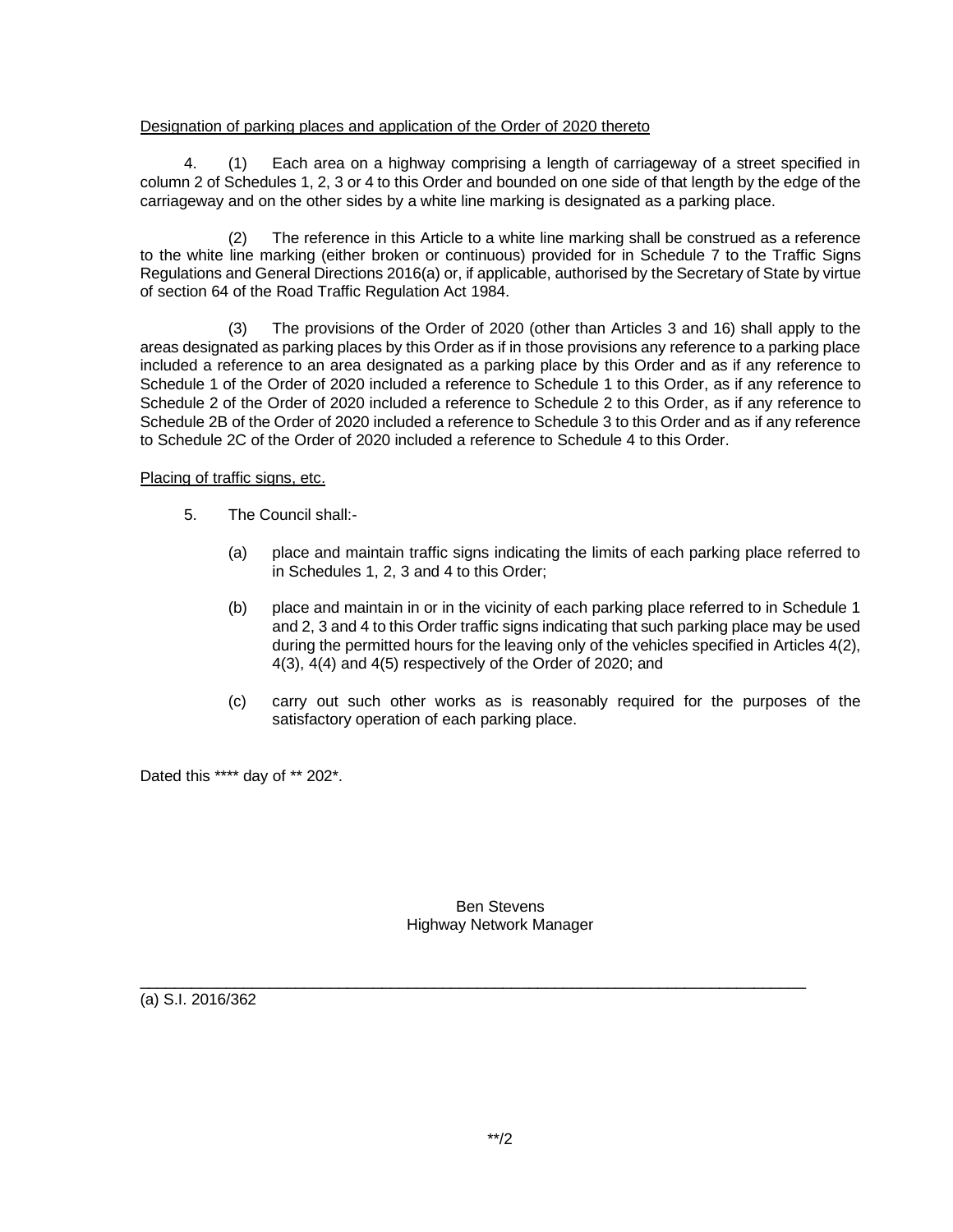Designation of parking places and application of the Order of 2020 thereto

4. (1) Each area on a highway comprising a length of carriageway of a street specified in column 2 of Schedules 1, 2, 3 or 4 to this Order and bounded on one side of that length by the edge of the carriageway and on the other sides by a white line marking is designated as a parking place.

(2) The reference in this Article to a white line marking shall be construed as a reference to the white line marking (either broken or continuous) provided for in Schedule 7 to the Traffic Signs Regulations and General Directions 2016(a) or, if applicable, authorised by the Secretary of State by virtue of section 64 of the Road Traffic Regulation Act 1984.

(3) The provisions of the Order of 2020 (other than Articles 3 and 16) shall apply to the areas designated as parking places by this Order as if in those provisions any reference to a parking place included a reference to an area designated as a parking place by this Order and as if any reference to Schedule 1 of the Order of 2020 included a reference to Schedule 1 to this Order, as if any reference to Schedule 2 of the Order of 2020 included a reference to Schedule 2 to this Order, as if any reference to Schedule 2B of the Order of 2020 included a reference to Schedule 3 to this Order and as if any reference to Schedule 2C of the Order of 2020 included a reference to Schedule 4 to this Order.

Placing of traffic signs, etc.

5. The Council shall:-

(a) place and maintain traffic signs indicating the limits of each parking place referred to in Schedules 1, 2, 3 and 4 to this Order;

(b) place and maintain in or in the vicinity of each parking place referred to in Schedule 1 and 2, 3 and 4 to this Order traffic signs indicating that such parking place may be used during the permitted hours for the leaving only of the vehicles specified in Articles 4(2), 4(3), 4(4) and 4(5) respectively of the Order of 2020; and

(c) carry out such other works as is reasonably required for the purposes of the satisfactory operation of each parking place.

Dated this **** day of ** 202*.

Ben Stevens
Highway Network Manager

---

(a) S.I. 2016/362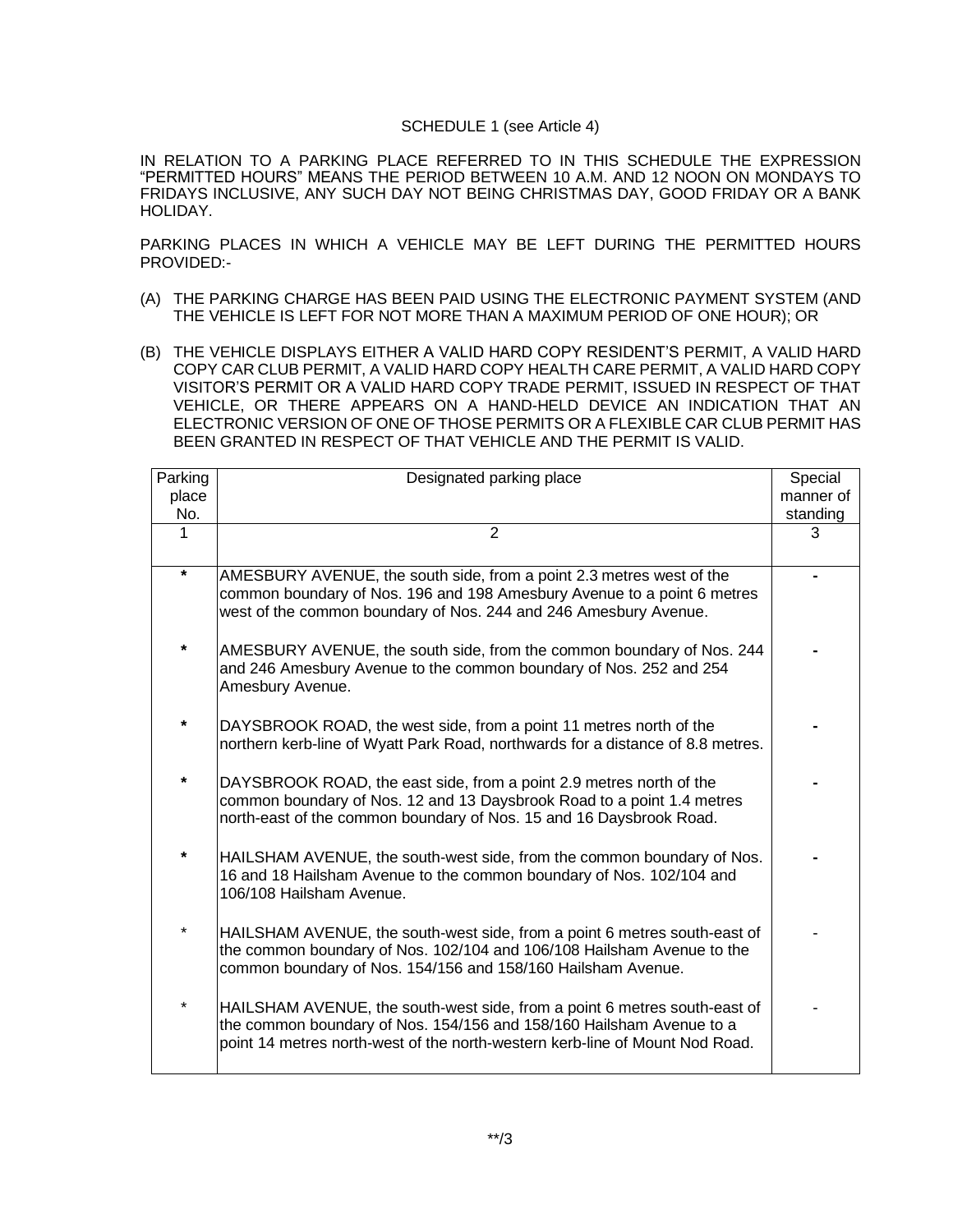SCHEDULE 1 (see Article 4)

IN RELATION TO A PARKING PLACE REFERRED TO IN THIS SCHEDULE THE EXPRESSION "PERMITTED HOURS" MEANS THE PERIOD BETWEEN 10 A.M. AND 12 NOON ON MONDAYS TO FRIDAYS INCLUSIVE, ANY SUCH DAY NOT BEING CHRISTMAS DAY, GOOD FRIDAY OR A BANK HOLIDAY.

PARKING PLACES IN WHICH A VEHICLE MAY BE LEFT DURING THE PERMITTED HOURS PROVIDED:-

(A) THE PARKING CHARGE HAS BEEN PAID USING THE ELECTRONIC PAYMENT SYSTEM (AND THE VEHICLE IS LEFT FOR NOT MORE THAN A MAXIMUM PERIOD OF ONE HOUR); OR

(B) THE VEHICLE DISPLAYS EITHER A VALID HARD COPY RESIDENT'S PERMIT, A VALID HARD COPY CAR CLUB PERMIT, A VALID HARD COPY HEALTH CARE PERMIT, A VALID HARD COPY VISITOR'S PERMIT OR A VALID HARD COPY TRADE PERMIT, ISSUED IN RESPECT OF THAT VEHICLE, OR THERE APPEARS ON A HAND-HELD DEVICE AN INDICATION THAT AN ELECTRONIC VERSION OF ONE OF THOSE PERMITS OR A FLEXIBLE CAR CLUB PERMIT HAS BEEN GRANTED IN RESPECT OF THAT VEHICLE AND THE PERMIT IS VALID.

| Parking place No. | Designated parking place | Special manner of standing |
|---|---|---|
| 1 | 2 | 3 |
| * | AMESBURY AVENUE, the south side, from a point 2.3 metres west of the common boundary of Nos. 196 and 198 Amesbury Avenue to a point 6 metres west of the common boundary of Nos. 244 and 246 Amesbury Avenue. | - |
| * | AMESBURY AVENUE, the south side, from the common boundary of Nos. 244 and 246 Amesbury Avenue to the common boundary of Nos. 252 and 254 Amesbury Avenue. | - |
| * | DAYSBROOK ROAD, the west side, from a point 11 metres north of the northern kerb-line of Wyatt Park Road, northwards for a distance of 8.8 metres. | - |
| * | DAYSBROOK ROAD, the east side, from a point 2.9 metres north of the common boundary of Nos. 12 and 13 Daysbrook Road to a point 1.4 metres north-east of the common boundary of Nos. 15 and 16 Daysbrook Road. | - |
| * | HAILSHAM AVENUE, the south-west side, from the common boundary of Nos. 16 and 18 Hailsham Avenue to the common boundary of Nos. 102/104 and 106/108 Hailsham Avenue. | - |
| * | HAILSHAM AVENUE, the south-west side, from a point 6 metres south-east of the common boundary of Nos. 102/104 and 106/108 Hailsham Avenue to the common boundary of Nos. 154/156 and 158/160 Hailsham Avenue. | - |
| * | HAILSHAM AVENUE, the south-west side, from a point 6 metres south-east of the common boundary of Nos. 154/156 and 158/160 Hailsham Avenue to a point 14 metres north-west of the north-western kerb-line of Mount Nod Road. | - |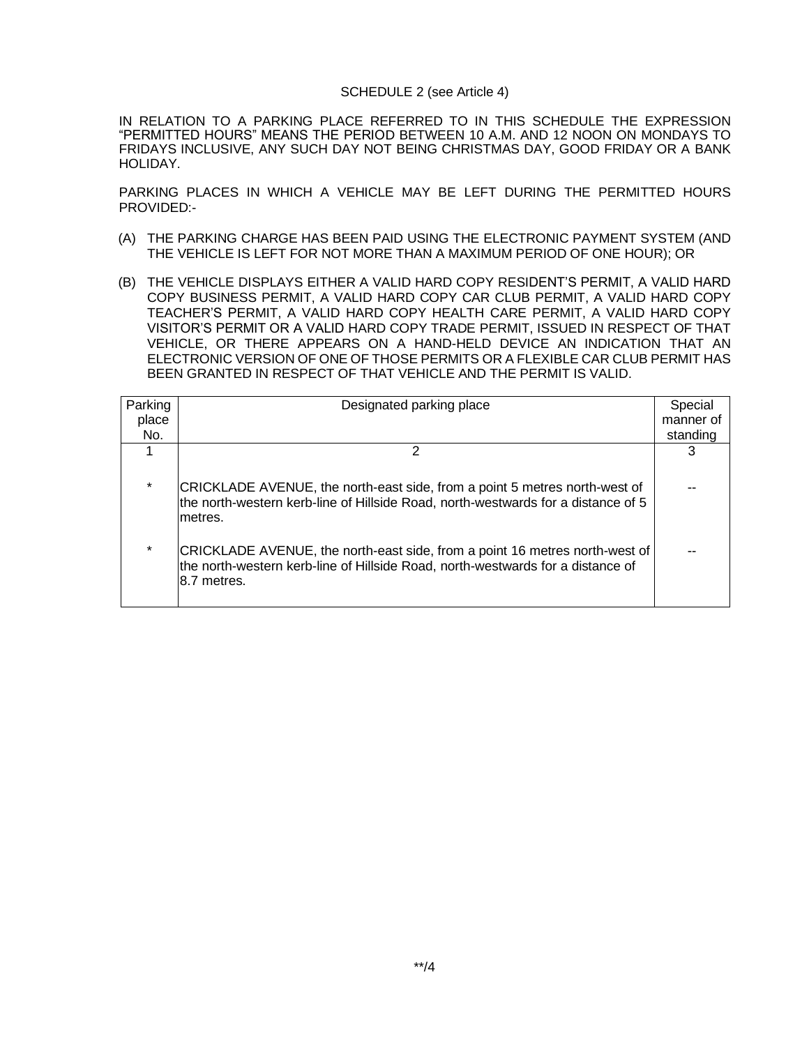SCHEDULE 2 (see Article 4)

IN RELATION TO A PARKING PLACE REFERRED TO IN THIS SCHEDULE THE EXPRESSION "PERMITTED HOURS" MEANS THE PERIOD BETWEEN 10 A.M. AND 12 NOON ON MONDAYS TO FRIDAYS INCLUSIVE, ANY SUCH DAY NOT BEING CHRISTMAS DAY, GOOD FRIDAY OR A BANK HOLIDAY.

PARKING PLACES IN WHICH A VEHICLE MAY BE LEFT DURING THE PERMITTED HOURS PROVIDED:-

(A) THE PARKING CHARGE HAS BEEN PAID USING THE ELECTRONIC PAYMENT SYSTEM (AND THE VEHICLE IS LEFT FOR NOT MORE THAN A MAXIMUM PERIOD OF ONE HOUR); OR

(B) THE VEHICLE DISPLAYS EITHER A VALID HARD COPY RESIDENT'S PERMIT, A VALID HARD COPY BUSINESS PERMIT, A VALID HARD COPY CAR CLUB PERMIT, A VALID HARD COPY TEACHER'S PERMIT, A VALID HARD COPY HEALTH CARE PERMIT, A VALID HARD COPY VISITOR'S PERMIT OR A VALID HARD COPY TRADE PERMIT, ISSUED IN RESPECT OF THAT VEHICLE, OR THERE APPEARS ON A HAND-HELD DEVICE AN INDICATION THAT AN ELECTRONIC VERSION OF ONE OF THOSE PERMITS OR A FLEXIBLE CAR CLUB PERMIT HAS BEEN GRANTED IN RESPECT OF THAT VEHICLE AND THE PERMIT IS VALID.

| Parking place No. | Designated parking place | Special manner of standing |
|---|---|---|
| 1 | 2 | 3 |
| * | CRICKLADE AVENUE, the north-east side, from a point 5 metres north-west of the north-western kerb-line of Hillside Road, north-westwards for a distance of 5 metres. | -- |
| * | CRICKLADE AVENUE, the north-east side, from a point 16 metres north-west of the north-western kerb-line of Hillside Road, north-westwards for a distance of 8.7 metres. | -- |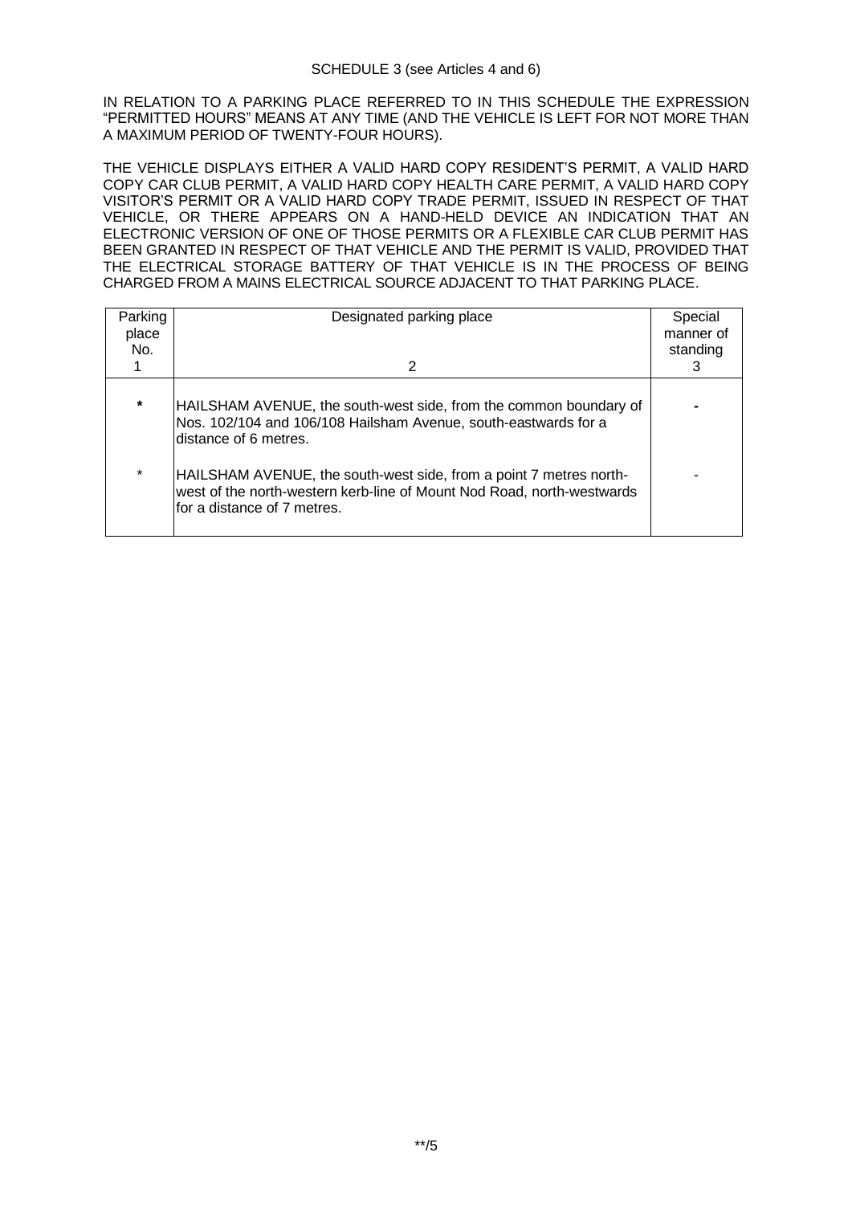SCHEDULE 3 (see Articles 4 and 6)

IN RELATION TO A PARKING PLACE REFERRED TO IN THIS SCHEDULE THE EXPRESSION "PERMITTED HOURS" MEANS AT ANY TIME (AND THE VEHICLE IS LEFT FOR NOT MORE THAN A MAXIMUM PERIOD OF TWENTY-FOUR HOURS).

THE VEHICLE DISPLAYS EITHER A VALID HARD COPY RESIDENT'S PERMIT, A VALID HARD COPY CAR CLUB PERMIT, A VALID HARD COPY HEALTH CARE PERMIT, A VALID HARD COPY VISITOR'S PERMIT OR A VALID HARD COPY TRADE PERMIT, ISSUED IN RESPECT OF THAT VEHICLE, OR THERE APPEARS ON A HAND-HELD DEVICE AN INDICATION THAT AN ELECTRONIC VERSION OF ONE OF THOSE PERMITS OR A FLEXIBLE CAR CLUB PERMIT HAS BEEN GRANTED IN RESPECT OF THAT VEHICLE AND THE PERMIT IS VALID, PROVIDED THAT THE ELECTRICAL STORAGE BATTERY OF THAT VEHICLE IS IN THE PROCESS OF BEING CHARGED FROM A MAINS ELECTRICAL SOURCE ADJACENT TO THAT PARKING PLACE.

| Parking place No. 1 | Designated parking place 2 | Special manner of standing 3 |
|---|---|---|
| * | HAILSHAM AVENUE, the south-west side, from the common boundary of Nos. 102/104 and 106/108 Hailsham Avenue, south-eastwards for a distance of 6 metres. | - |
| * | HAILSHAM AVENUE, the south-west side, from a point 7 metres north-west of the north-western kerb-line of Mount Nod Road, north-westwards for a distance of 7 metres. | - |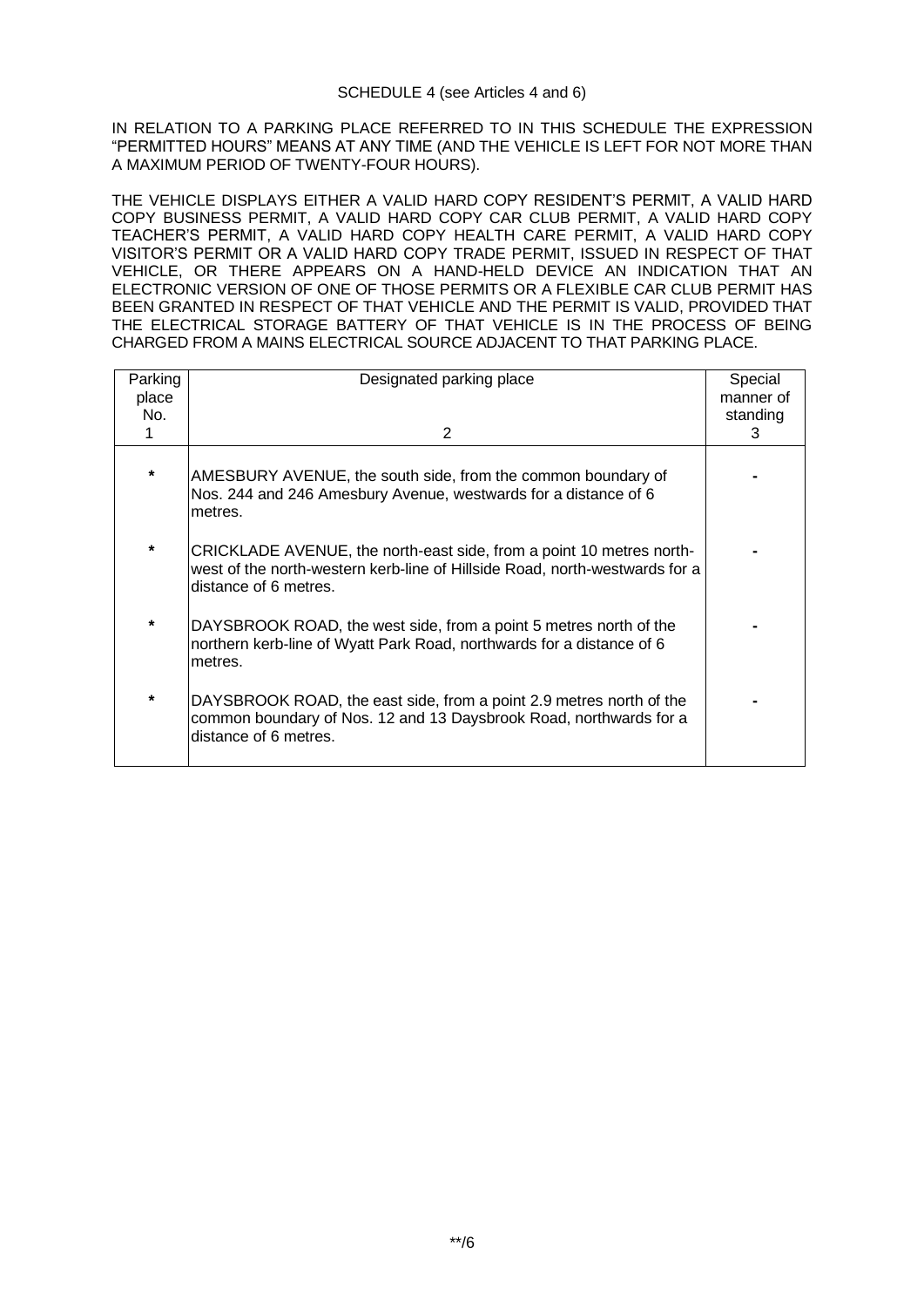SCHEDULE 4 (see Articles 4 and 6)

IN RELATION TO A PARKING PLACE REFERRED TO IN THIS SCHEDULE THE EXPRESSION "PERMITTED HOURS" MEANS AT ANY TIME (AND THE VEHICLE IS LEFT FOR NOT MORE THAN A MAXIMUM PERIOD OF TWENTY-FOUR HOURS).

THE VEHICLE DISPLAYS EITHER A VALID HARD COPY RESIDENT'S PERMIT, A VALID HARD COPY BUSINESS PERMIT, A VALID HARD COPY CAR CLUB PERMIT, A VALID HARD COPY TEACHER'S PERMIT, A VALID HARD COPY HEALTH CARE PERMIT, A VALID HARD COPY VISITOR'S PERMIT OR A VALID HARD COPY TRADE PERMIT, ISSUED IN RESPECT OF THAT VEHICLE, OR THERE APPEARS ON A HAND-HELD DEVICE AN INDICATION THAT AN ELECTRONIC VERSION OF ONE OF THOSE PERMITS OR A FLEXIBLE CAR CLUB PERMIT HAS BEEN GRANTED IN RESPECT OF THAT VEHICLE AND THE PERMIT IS VALID, PROVIDED THAT THE ELECTRICAL STORAGE BATTERY OF THAT VEHICLE IS IN THE PROCESS OF BEING CHARGED FROM A MAINS ELECTRICAL SOURCE ADJACENT TO THAT PARKING PLACE.

| Parking place No. 1 | Designated parking place 2 | Special manner of standing 3 |
|---|---|---|
| * | AMESBURY AVENUE, the south side, from the common boundary of Nos. 244 and 246 Amesbury Avenue, westwards for a distance of 6 metres. | - |
| * | CRICKLADE AVENUE, the north-east side, from a point 10 metres north-west of the north-western kerb-line of Hillside Road, north-westwards for a distance of 6 metres. | - |
| * | DAYSBROOK ROAD, the west side, from a point 5 metres north of the northern kerb-line of Wyatt Park Road, northwards for a distance of 6 metres. | - |
| * | DAYSBROOK ROAD, the east side, from a point 2.9 metres north of the common boundary of Nos. 12 and 13 Daysbrook Road, northwards for a distance of 6 metres. | - |